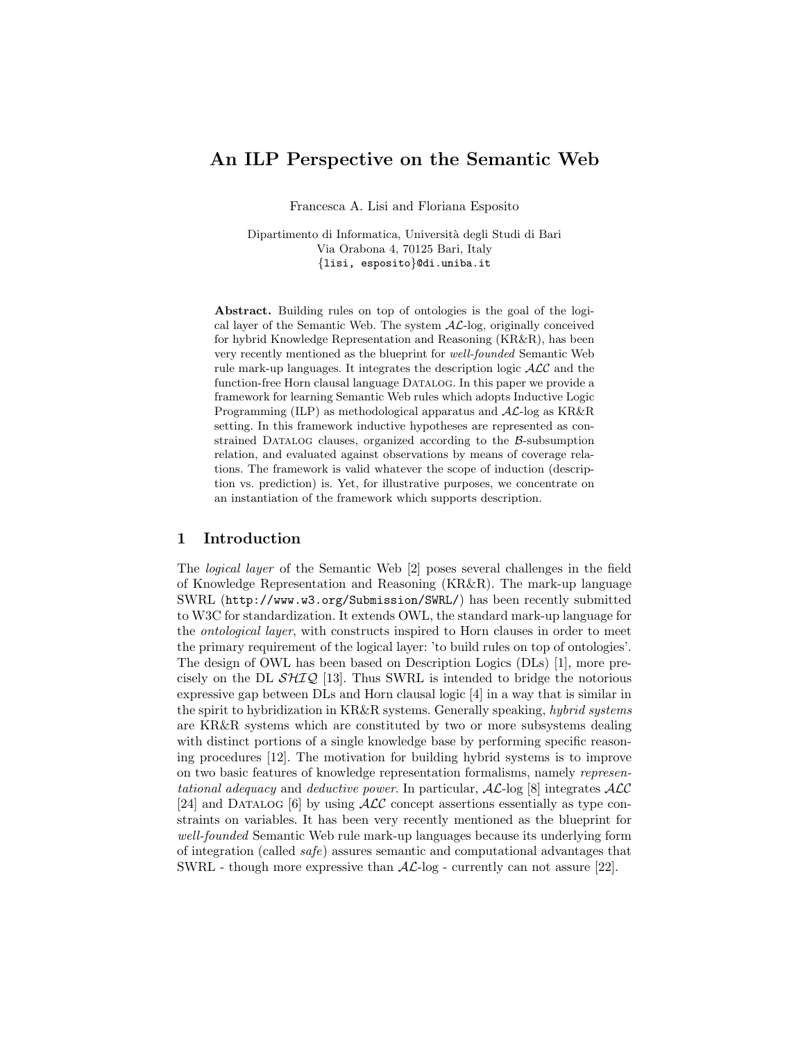# An ILP Perspective on the Semantic Web

Francesca A. Lisi and Floriana Esposito

Dipartimento di Informatica, Università degli Studi di Bari
Via Orabona 4, 70125 Bari, Italy
{lisi, esposito}@di.uniba.it

**Abstract.** Building rules on top of ontologies is the goal of the logical layer of the Semantic Web. The system $\mathcal{AL}$-log, originally conceived for hybrid Knowledge Representation and Reasoning (KR&R), has been very recently mentioned as the blueprint for *well-founded* Semantic Web rule mark-up languages. It integrates the description logic $\mathcal{ALC}$ and the function-free Horn clausal language DATALOG. In this paper we provide a framework for learning Semantic Web rules which adopts Inductive Logic Programming (ILP) as methodological apparatus and $\mathcal{AL}$-log as KR&R setting. In this framework inductive hypotheses are represented as constrained DATALOG clauses, organized according to the $\mathcal{B}$-subsumption relation, and evaluated against observations by means of coverage relations. The framework is valid whatever the scope of induction (description vs. prediction) is. Yet, for illustrative purposes, we concentrate on an instantiation of the framework which supports description.

## 1 Introduction

The *logical layer* of the Semantic Web [2] poses several challenges in the field of Knowledge Representation and Reasoning (KR&R). The mark-up language SWRL (`http://www.w3.org/Submission/SWRL/`) has been recently submitted to W3C for standardization. It extends OWL, the standard mark-up language for the *ontological layer*, with constructs inspired to Horn clauses in order to meet the primary requirement of the logical layer: 'to build rules on top of ontologies'. The design of OWL has been based on Description Logics (DLs) [1], more precisely on the DL $\mathcal{SHIQ}$ [13]. Thus SWRL is intended to bridge the notorious expressive gap between DLs and Horn clausal logic [4] in a way that is similar in the spirit to hybridization in KR&R systems. Generally speaking, *hybrid systems* are KR&R systems which are constituted by two or more subsystems dealing with distinct portions of a single knowledge base by performing specific reasoning procedures [12]. The motivation for building hybrid systems is to improve on two basic features of knowledge representation formalisms, namely *representational adequacy* and *deductive power*. In particular, $\mathcal{AL}$-log [8] integrates $\mathcal{ALC}$ [24] and DATALOG [6] by using $\mathcal{ALC}$ concept assertions essentially as type constraints on variables. It has been very recently mentioned as the blueprint for *well-founded* Semantic Web rule mark-up languages because its underlying form of integration (called *safe*) assures semantic and computational advantages that SWRL - though more expressive than $\mathcal{AL}$-log - currently can not assure [22].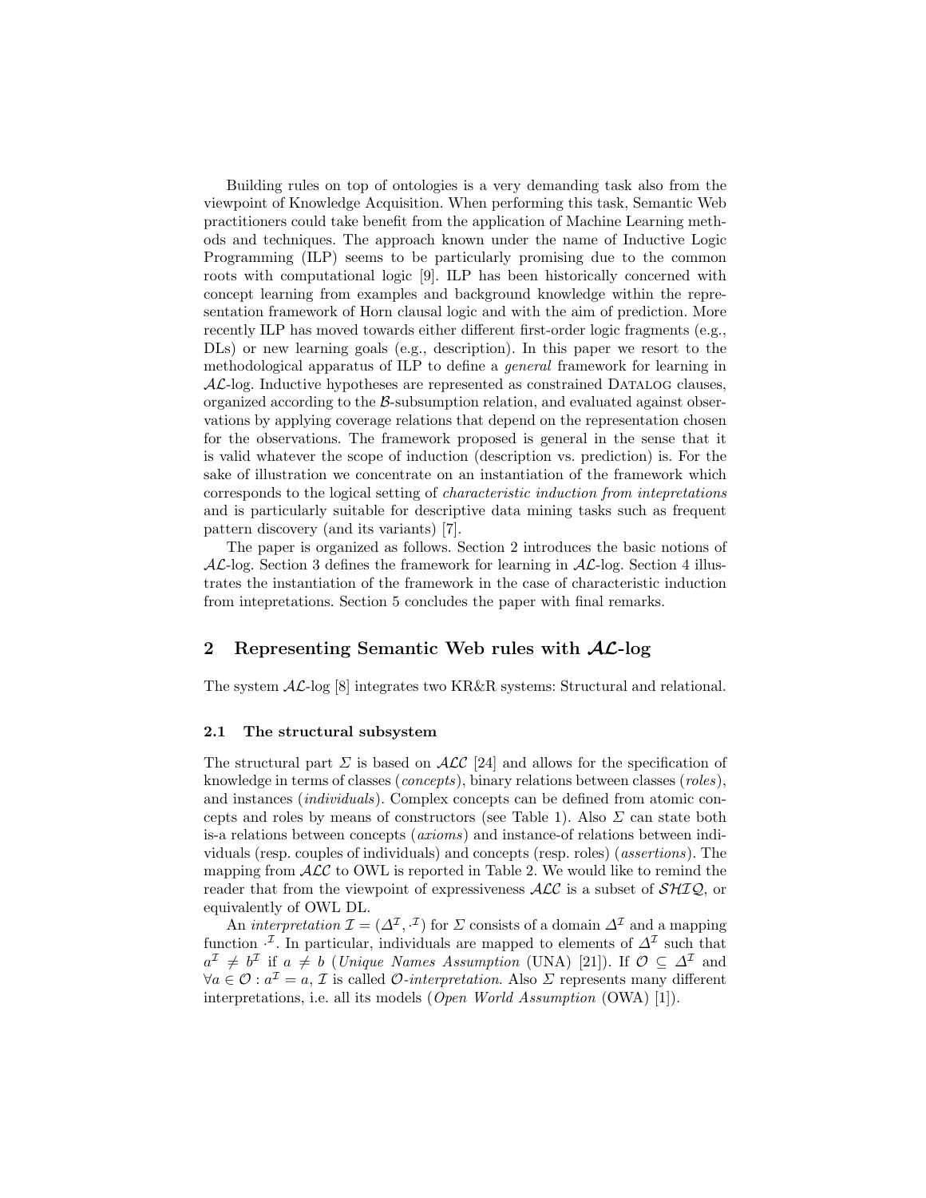Building rules on top of ontologies is a very demanding task also from the viewpoint of Knowledge Acquisition. When performing this task, Semantic Web practitioners could take benefit from the application of Machine Learning methods and techniques. The approach known under the name of Inductive Logic Programming (ILP) seems to be particularly promising due to the common roots with computational logic [9]. ILP has been historically concerned with concept learning from examples and background knowledge within the representation framework of Horn clausal logic and with the aim of prediction. More recently ILP has moved towards either different first-order logic fragments (e.g., DLs) or new learning goals (e.g., description). In this paper we resort to the methodological apparatus of ILP to define a *general* framework for learning in $\mathcal{AL}$-log. Inductive hypotheses are represented as constrained Datalog clauses, organized according to the $\mathcal{B}$-subsumption relation, and evaluated against observations by applying coverage relations that depend on the representation chosen for the observations. The framework proposed is general in the sense that it is valid whatever the scope of induction (description vs. prediction) is. For the sake of illustration we concentrate on an instantiation of the framework which corresponds to the logical setting of *characteristic induction from intepretations* and is particularly suitable for descriptive data mining tasks such as frequent pattern discovery (and its variants) [7].

The paper is organized as follows. Section 2 introduces the basic notions of $\mathcal{AL}$-log. Section 3 defines the framework for learning in $\mathcal{AL}$-log. Section 4 illustrates the instantiation of the framework in the case of characteristic induction from intepretations. Section 5 concludes the paper with final remarks.

## 2 Representing Semantic Web rules with $\mathcal{AL}$-log

The system $\mathcal{AL}$-log [8] integrates two KR&R systems: Structural and relational.

### 2.1 The structural subsystem

The structural part $\Sigma$ is based on $\mathcal{ALC}$ [24] and allows for the specification of knowledge in terms of classes (*concepts*), binary relations between classes (*roles*), and instances (*individuals*). Complex concepts can be defined from atomic concepts and roles by means of constructors (see Table 1). Also $\Sigma$ can state both is-a relations between concepts (*axioms*) and instance-of relations between individuals (resp. couples of individuals) and concepts (resp. roles) (*assertions*). The mapping from $\mathcal{ALC}$ to OWL is reported in Table 2. We would like to remind the reader that from the viewpoint of expressiveness $\mathcal{ALC}$ is a subset of $\mathcal{SHIQ}$, or equivalently of OWL DL.

An *interpretation* $\mathcal{I} = (\Delta^{\mathcal{I}}, \cdot^{\mathcal{I}})$ for $\Sigma$ consists of a domain $\Delta^{\mathcal{I}}$ and a mapping function $\cdot^{\mathcal{I}}$. In particular, individuals are mapped to elements of $\Delta^{\mathcal{I}}$ such that $a^{\mathcal{I}} \neq b^{\mathcal{I}}$ if $a \neq b$ (*Unique Names Assumption* (UNA) [21]). If $\mathcal{O} \subseteq \Delta^{\mathcal{I}}$ and $\forall a \in \mathcal{O} : a^{\mathcal{I}} = a$, $\mathcal{I}$ is called $\mathcal{O}$-*interpretation*. Also $\Sigma$ represents many different interpretations, i.e. all its models (*Open World Assumption* (OWA) [1]).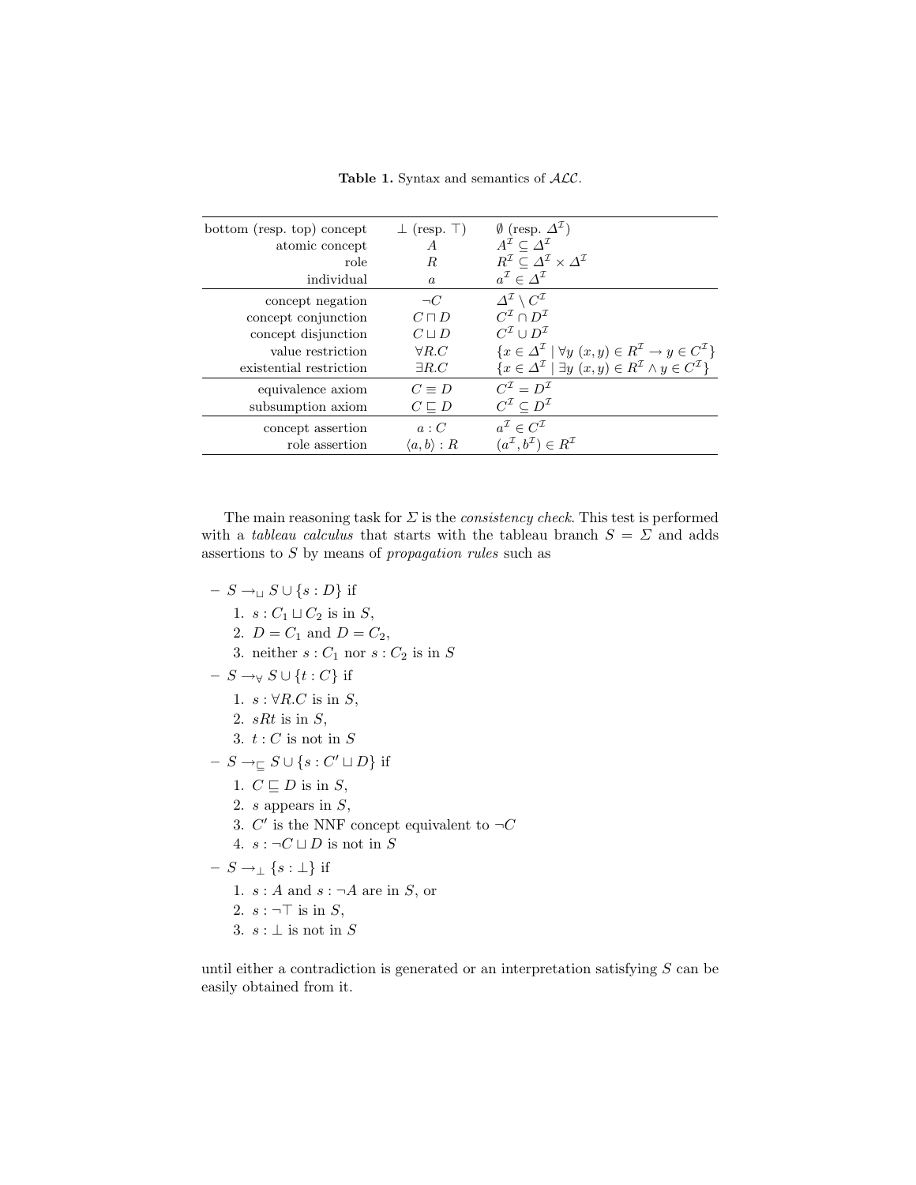**Table 1.** Syntax and semantics of $\mathcal{ALC}$.

| | | |
|---|---|---|
| bottom (resp. top) concept | $\bot$ (resp. $\top$) | $\emptyset$ (resp. $\Delta^{\mathcal{I}}$) |
| atomic concept | $A$ | $A^{\mathcal{I}} \subseteq \Delta^{\mathcal{I}}$ |
| role | $R$ | $R^{\mathcal{I}} \subseteq \Delta^{\mathcal{I}} \times \Delta^{\mathcal{I}}$ |
| individual | $a$ | $a^{\mathcal{I}} \in \Delta^{\mathcal{I}}$ |
| concept negation | $\neg C$ | $\Delta^{\mathcal{I}} \setminus C^{\mathcal{I}}$ |
| concept conjunction | $C \sqcap D$ | $C^{\mathcal{I}} \cap D^{\mathcal{I}}$ |
| concept disjunction | $C \sqcup D$ | $C^{\mathcal{I}} \cup D^{\mathcal{I}}$ |
| value restriction | $\forall R.C$ | $\{x \in \Delta^{\mathcal{I}} \mid \forall y \ (x,y) \in R^{\mathcal{I}} \to y \in C^{\mathcal{I}}\}$ |
| existential restriction | $\exists R.C$ | $\{x \in \Delta^{\mathcal{I}} \mid \exists y \ (x,y) \in R^{\mathcal{I}} \wedge y \in C^{\mathcal{I}}\}$ |
| equivalence axiom | $C \equiv D$ | $C^{\mathcal{I}} = D^{\mathcal{I}}$ |
| subsumption axiom | $C \sqsubseteq D$ | $C^{\mathcal{I}} \subseteq D^{\mathcal{I}}$ |
| concept assertion | $a : C$ | $a^{\mathcal{I}} \in C^{\mathcal{I}}$ |
| role assertion | $\langle a, b \rangle : R$ | $(a^{\mathcal{I}}, b^{\mathcal{I}}) \in R^{\mathcal{I}}$ |

The main reasoning task for $\Sigma$ is the *consistency check*. This test is performed with a *tableau calculus* that starts with the tableau branch $S = \Sigma$ and adds assertions to $S$ by means of *propagation rules* such as

- $S \to_{\sqcup} S \cup \{s : D\}$ if
  1. $s : C_1 \sqcup C_2$ is in $S$,
  2. $D = C_1$ and $D = C_2$,
  3. neither $s : C_1$ nor $s : C_2$ is in $S$
- $S \to_{\forall} S \cup \{t : C\}$ if
  1. $s : \forall R.C$ is in $S$,
  2. $sRt$ is in $S$,
  3. $t : C$ is not in $S$
- $S \to_{\sqsubseteq} S \cup \{s : C' \sqcup D\}$ if
  1. $C \sqsubseteq D$ is in $S$,
  2. $s$ appears in $S$,
  3. $C'$ is the NNF concept equivalent to $\neg C$
  4. $s : \neg C \sqcup D$ is not in $S$
- $S \to_{\bot} \{s : \bot\}$ if
  1. $s : A$ and $s : \neg A$ are in $S$, or
  2. $s : \neg \top$ is in $S$,
  3. $s : \bot$ is not in $S$

until either a contradiction is generated or an interpretation satisfying $S$ can be easily obtained from it.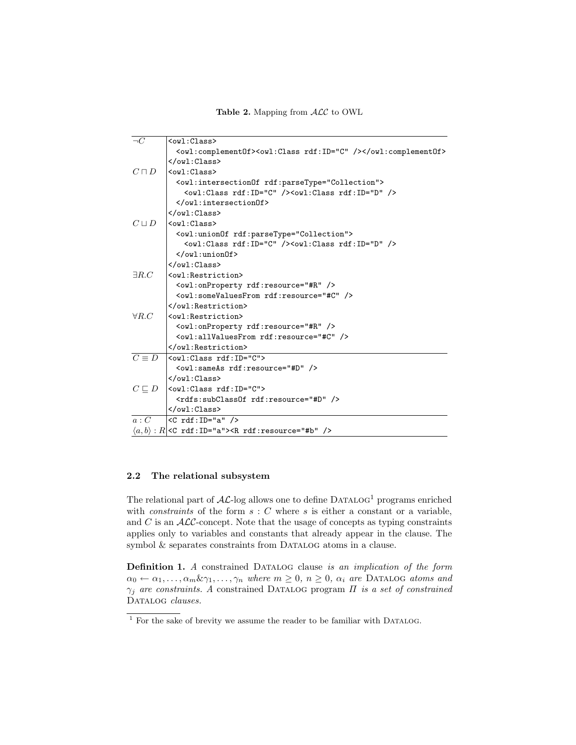**Table 2.** Mapping from $\mathcal{ALC}$ to OWL

| | |
|---|---|
| $\neg C$ | `<owl:Class>` `<owl:complementOf><owl:Class rdf:ID="C" /></owl:complementOf>` `</owl:Class>` |
| $C \sqcap D$ | `<owl:Class>` `<owl:intersectionOf rdf:parseType="Collection">` `<owl:Class rdf:ID="C" /><owl:Class rdf:ID="D" />` `</owl:intersectionOf>` `</owl:Class>` |
| $C \sqcup D$ | `<owl:Class>` `<owl:unionOf rdf:parseType="Collection">` `<owl:Class rdf:ID="C" /><owl:Class rdf:ID="D" />` `</owl:unionOf>` `</owl:Class>` |
| $\exists R.C$ | `<owl:Restriction>` `<owl:onProperty rdf:resource="#R" />` `<owl:someValuesFrom rdf:resource="#C" />` `</owl:Restriction>` |
| $\forall R.C$ | `<owl:Restriction>` `<owl:onProperty rdf:resource="#R" />` `<owl:allValuesFrom rdf:resource="#C" />` `</owl:Restriction>` |
| $C \equiv D$ | `<owl:Class rdf:ID="C">` `<owl:sameAs rdf:resource="#D" />` `</owl:Class>` |
| $C \sqsubseteq D$ | `<owl:Class rdf:ID="C">` `<rdfs:subClassOf rdf:resource="#D" />` `</owl:Class>` |
| $a : C$ | `<C rdf:ID="a" />` |
| $\langle a, b\rangle : R$ | `<C rdf:ID="a"><R rdf:resource="#b" />` |

### 2.2 The relational subsystem

The relational part of $\mathcal{AL}$-log allows one to define DATALOG[1] programs enriched with *constraints* of the form $s : C$ where $s$ is either a constant or a variable, and $C$ is an $\mathcal{ALC}$-concept. Note that the usage of concepts as typing constraints applies only to variables and constants that already appear in the clause. The symbol & separates constraints from DATALOG atoms in a clause.

**Definition 1.** *A* constrained DATALOG clause *is an implication of the form* $\alpha_0 \leftarrow \alpha_1, \ldots, \alpha_m \& \gamma_1, \ldots, \gamma_n$ *where* $m \geq 0$, $n \geq 0$, $\alpha_i$ *are* DATALOG *atoms and* $\gamma_j$ *are constraints. A* constrained DATALOG program $\Pi$ *is a set of constrained* DATALOG *clauses.*

---

[1] For the sake of brevity we assume the reader to be familiar with DATALOG.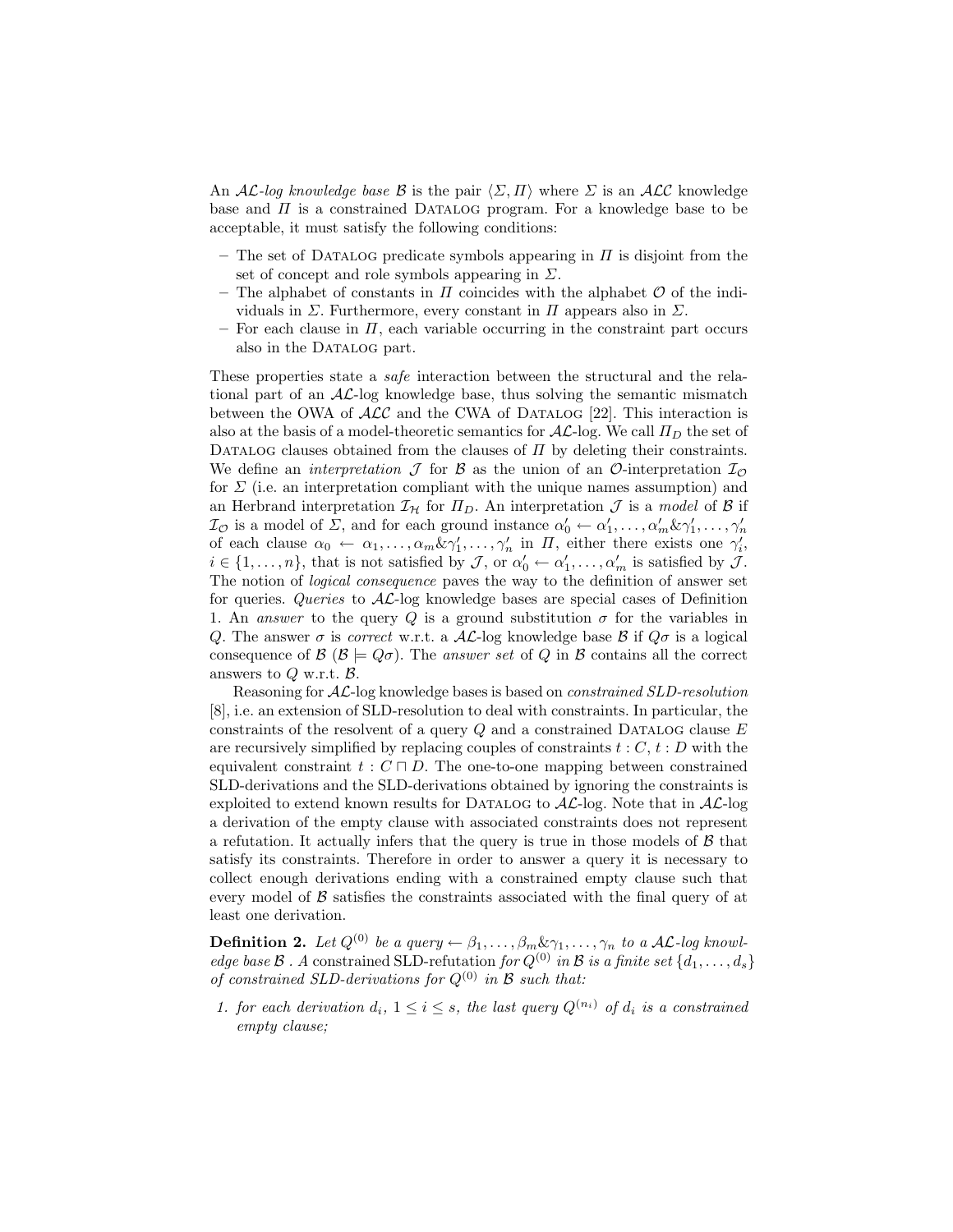An $\mathcal{AL}$-*log knowledge base* $\mathcal{B}$ is the pair $\langle \Sigma, \Pi \rangle$ where $\Sigma$ is an $\mathcal{ALC}$ knowledge base and $\Pi$ is a constrained DATALOG program. For a knowledge base to be acceptable, it must satisfy the following conditions:

- The set of DATALOG predicate symbols appearing in $\Pi$ is disjoint from the set of concept and role symbols appearing in $\Sigma$.
- The alphabet of constants in $\Pi$ coincides with the alphabet $\mathcal{O}$ of the individuals in $\Sigma$. Furthermore, every constant in $\Pi$ appears also in $\Sigma$.
- For each clause in $\Pi$, each variable occurring in the constraint part occurs also in the DATALOG part.

These properties state a *safe* interaction between the structural and the relational part of an $\mathcal{AL}$-log knowledge base, thus solving the semantic mismatch between the OWA of $\mathcal{ALC}$ and the CWA of DATALOG [22]. This interaction is also at the basis of a model-theoretic semantics for $\mathcal{AL}$-log. We call $\Pi_D$ the set of DATALOG clauses obtained from the clauses of $\Pi$ by deleting their constraints. We define an *interpretation* $\mathcal{J}$ for $\mathcal{B}$ as the union of an $\mathcal{O}$-interpretation $\mathcal{I}_\mathcal{O}$ for $\Sigma$ (i.e. an interpretation compliant with the unique names assumption) and an Herbrand interpretation $\mathcal{I}_\mathcal{H}$ for $\Pi_D$. An interpretation $\mathcal{J}$ is a *model* of $\mathcal{B}$ if $\mathcal{I}_\mathcal{O}$ is a model of $\Sigma$, and for each ground instance $\alpha'_0 \leftarrow \alpha'_1, \ldots, \alpha'_m \& \gamma'_1, \ldots, \gamma'_n$ of each clause $\alpha_0 \leftarrow \alpha_1, \ldots, \alpha_m \& \gamma'_1, \ldots, \gamma'_n$ in $\Pi$, either there exists one $\gamma'_i$, $i \in \{1, \ldots, n\}$, that is not satisfied by $\mathcal{J}$, or $\alpha'_0 \leftarrow \alpha'_1, \ldots, \alpha'_m$ is satisfied by $\mathcal{J}$. The notion of *logical consequence* paves the way to the definition of answer set for queries. *Queries* to $\mathcal{AL}$-log knowledge bases are special cases of Definition 1. An *answer* to the query $Q$ is a ground substitution $\sigma$ for the variables in $Q$. The answer $\sigma$ is *correct* w.r.t. a $\mathcal{AL}$-log knowledge base $\mathcal{B}$ if $Q\sigma$ is a logical consequence of $\mathcal{B}$ ($\mathcal{B} \models Q\sigma$). The *answer set* of $Q$ in $\mathcal{B}$ contains all the correct answers to $Q$ w.r.t. $\mathcal{B}$.

Reasoning for $\mathcal{AL}$-log knowledge bases is based on *constrained SLD-resolution* [8], i.e. an extension of SLD-resolution to deal with constraints. In particular, the constraints of the resolvent of a query $Q$ and a constrained DATALOG clause $E$ are recursively simplified by replacing couples of constraints $t : C$, $t : D$ with the equivalent constraint $t : C \sqcap D$. The one-to-one mapping between constrained SLD-derivations and the SLD-derivations obtained by ignoring the constraints is exploited to extend known results for DATALOG to $\mathcal{AL}$-log. Note that in $\mathcal{AL}$-log a derivation of the empty clause with associated constraints does not represent a refutation. It actually infers that the query is true in those models of $\mathcal{B}$ that satisfy its constraints. Therefore in order to answer a query it is necessary to collect enough derivations ending with a constrained empty clause such that every model of $\mathcal{B}$ satisfies the constraints associated with the final query of at least one derivation.

**Definition 2.** *Let $Q^{(0)}$ be a query $\leftarrow \beta_1, \ldots, \beta_m \& \gamma_1, \ldots, \gamma_n$ to a $\mathcal{AL}$-log knowledge base $\mathcal{B}$ . A* constrained SLD-refutation *for $Q^{(0)}$ in $\mathcal{B}$ is a finite set $\{d_1, \ldots, d_s\}$ of constrained SLD-derivations for $Q^{(0)}$ in $\mathcal{B}$ such that:*

1. *for each derivation $d_i$, $1 \leq i \leq s$, the last query $Q^{(n_i)}$ of $d_i$ is a constrained empty clause;*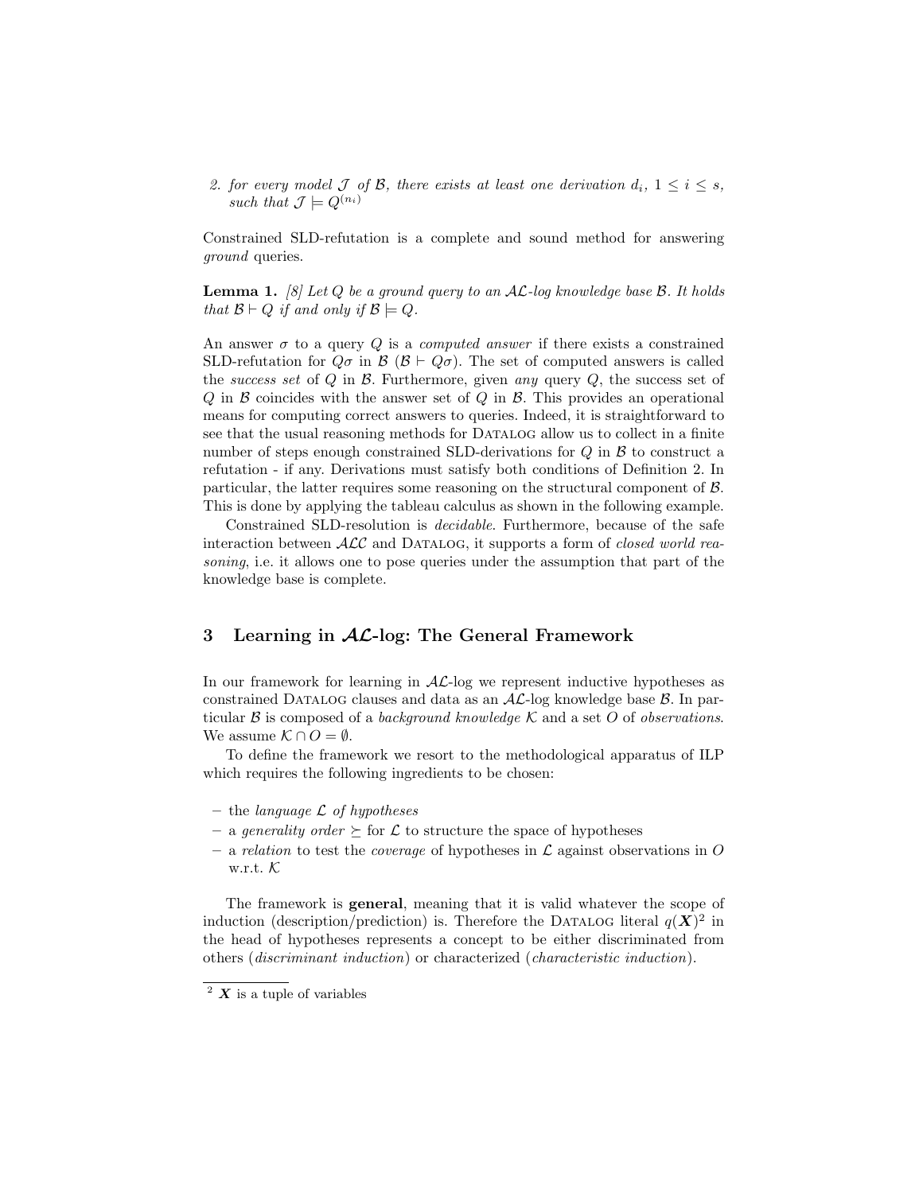2. for every model $\mathcal{J}$ of $\mathcal{B}$, there exists at least one derivation $d_i$, $1 \leq i \leq s$, such that $\mathcal{J} \models Q^{(n_i)}$

Constrained SLD-refutation is a complete and sound method for answering *ground* queries.

**Lemma 1.** *[8] Let $Q$ be a ground query to an $\mathcal{AL}$-log knowledge base $\mathcal{B}$. It holds that $\mathcal{B} \vdash Q$ if and only if $\mathcal{B} \models Q$.*

An answer $\sigma$ to a query $Q$ is a *computed answer* if there exists a constrained SLD-refutation for $Q\sigma$ in $\mathcal{B}$ ($\mathcal{B} \vdash Q\sigma$). The set of computed answers is called the *success set* of $Q$ in $\mathcal{B}$. Furthermore, given *any* query $Q$, the success set of $Q$ in $\mathcal{B}$ coincides with the answer set of $Q$ in $\mathcal{B}$. This provides an operational means for computing correct answers to queries. Indeed, it is straightforward to see that the usual reasoning methods for Datalog allow us to collect in a finite number of steps enough constrained SLD-derivations for $Q$ in $\mathcal{B}$ to construct a refutation - if any. Derivations must satisfy both conditions of Definition 2. In particular, the latter requires some reasoning on the structural component of $\mathcal{B}$. This is done by applying the tableau calculus as shown in the following example.

Constrained SLD-resolution is *decidable*. Furthermore, because of the safe interaction between $\mathcal{ALC}$ and Datalog, it supports a form of *closed world reasoning*, i.e. it allows one to pose queries under the assumption that part of the knowledge base is complete.

## 3 Learning in $\mathcal{AL}$-log: The General Framework

In our framework for learning in $\mathcal{AL}$-log we represent inductive hypotheses as constrained Datalog clauses and data as an $\mathcal{AL}$-log knowledge base $\mathcal{B}$. In particular $\mathcal{B}$ is composed of a *background knowledge* $\mathcal{K}$ and a set $O$ of *observations*. We assume $\mathcal{K} \cap O = \emptyset$.

To define the framework we resort to the methodological apparatus of ILP which requires the following ingredients to be chosen:

- the *language $\mathcal{L}$ of hypotheses*
- a *generality order* $\succeq$ for $\mathcal{L}$ to structure the space of hypotheses
- a *relation* to test the *coverage* of hypotheses in $\mathcal{L}$ against observations in $O$ w.r.t. $\mathcal{K}$

The framework is **general**, meaning that it is valid whatever the scope of induction (description/prediction) is. Therefore the Datalog literal $q(\boldsymbol{X})$[2] in the head of hypotheses represents a concept to be either discriminated from others (*discriminant induction*) or characterized (*characteristic induction*).

[2] $\boldsymbol{X}$ is a tuple of variables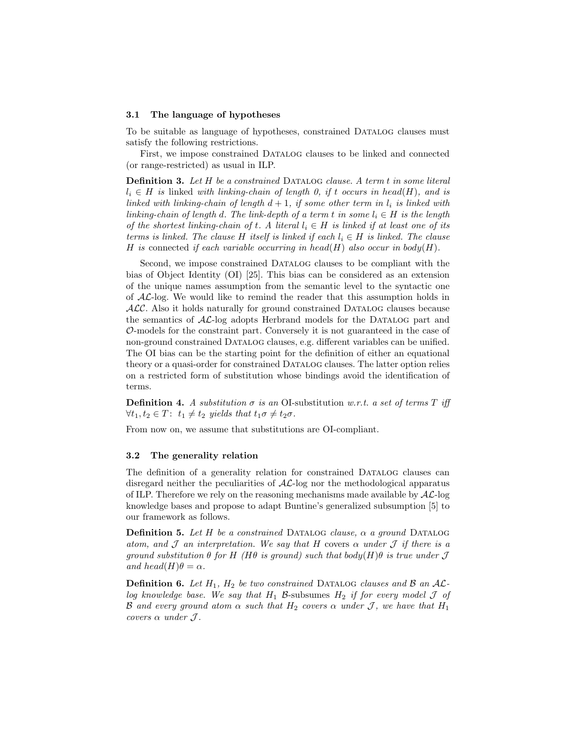### 3.1 The language of hypotheses

To be suitable as language of hypotheses, constrained DATALOG clauses must satisfy the following restrictions.

First, we impose constrained DATALOG clauses to be linked and connected (or range-restricted) as usual in ILP.

**Definition 3.** *Let $H$ be a constrained* DATALOG *clause. A term $t$ in some literal $l_i \in H$ is* linked *with linking-chain of length 0, if $t$ occurs in $head(H)$, and is linked with linking-chain of length $d + 1$, if some other term in $l_i$ is linked with linking-chain of length $d$. The link-depth of a term $t$ in some $l_i \in H$ is the length of the shortest linking-chain of $t$. A literal $l_i \in H$ is linked if at least one of its terms is linked. The clause $H$ itself is linked if each $l_i \in H$ is linked. The clause $H$ is* connected *if each variable occurring in $head(H)$ also occur in $body(H)$.*

Second, we impose constrained DATALOG clauses to be compliant with the bias of Object Identity (OI) [25]. This bias can be considered as an extension of the unique names assumption from the semantic level to the syntactic one of $\mathcal{AL}$-log. We would like to remind the reader that this assumption holds in $\mathcal{ALC}$. Also it holds naturally for ground constrained DATALOG clauses because the semantics of $\mathcal{AL}$-log adopts Herbrand models for the DATALOG part and $\mathcal{O}$-models for the constraint part. Conversely it is not guaranteed in the case of non-ground constrained DATALOG clauses, e.g. different variables can be unified. The OI bias can be the starting point for the definition of either an equational theory or a quasi-order for constrained DATALOG clauses. The latter option relies on a restricted form of substitution whose bindings avoid the identification of terms.

**Definition 4.** *A substitution $\sigma$ is an* OI-substitution *w.r.t. a set of terms $T$ iff $\forall t_1, t_2 \in T\colon\ t_1 \neq t_2$ yields that $t_1\sigma \neq t_2\sigma$.*

From now on, we assume that substitutions are OI-compliant.

### 3.2 The generality relation

The definition of a generality relation for constrained DATALOG clauses can disregard neither the peculiarities of $\mathcal{AL}$-log nor the methodological apparatus of ILP. Therefore we rely on the reasoning mechanisms made available by $\mathcal{AL}$-log knowledge bases and propose to adapt Buntine's generalized subsumption [5] to our framework as follows.

**Definition 5.** *Let $H$ be a constrained* DATALOG *clause, $\alpha$ a ground* DATALOG *atom, and $\mathcal{J}$ an interpretation. We say that $H$* covers *$\alpha$ under $\mathcal{J}$ if there is a ground substitution $\theta$ for $H$ ($H\theta$ is ground) such that $body(H)\theta$ is true under $\mathcal{J}$ and $head(H)\theta = \alpha$.*

**Definition 6.** *Let $H_1$, $H_2$ be two constrained* DATALOG *clauses and $\mathcal{B}$ an $\mathcal{AL}$-log knowledge base. We say that $H_1$ $\mathcal{B}$-subsumes $H_2$ if for every model $\mathcal{J}$ of $\mathcal{B}$ and every ground atom $\alpha$ such that $H_2$ covers $\alpha$ under $\mathcal{J}$, we have that $H_1$ covers $\alpha$ under $\mathcal{J}$.*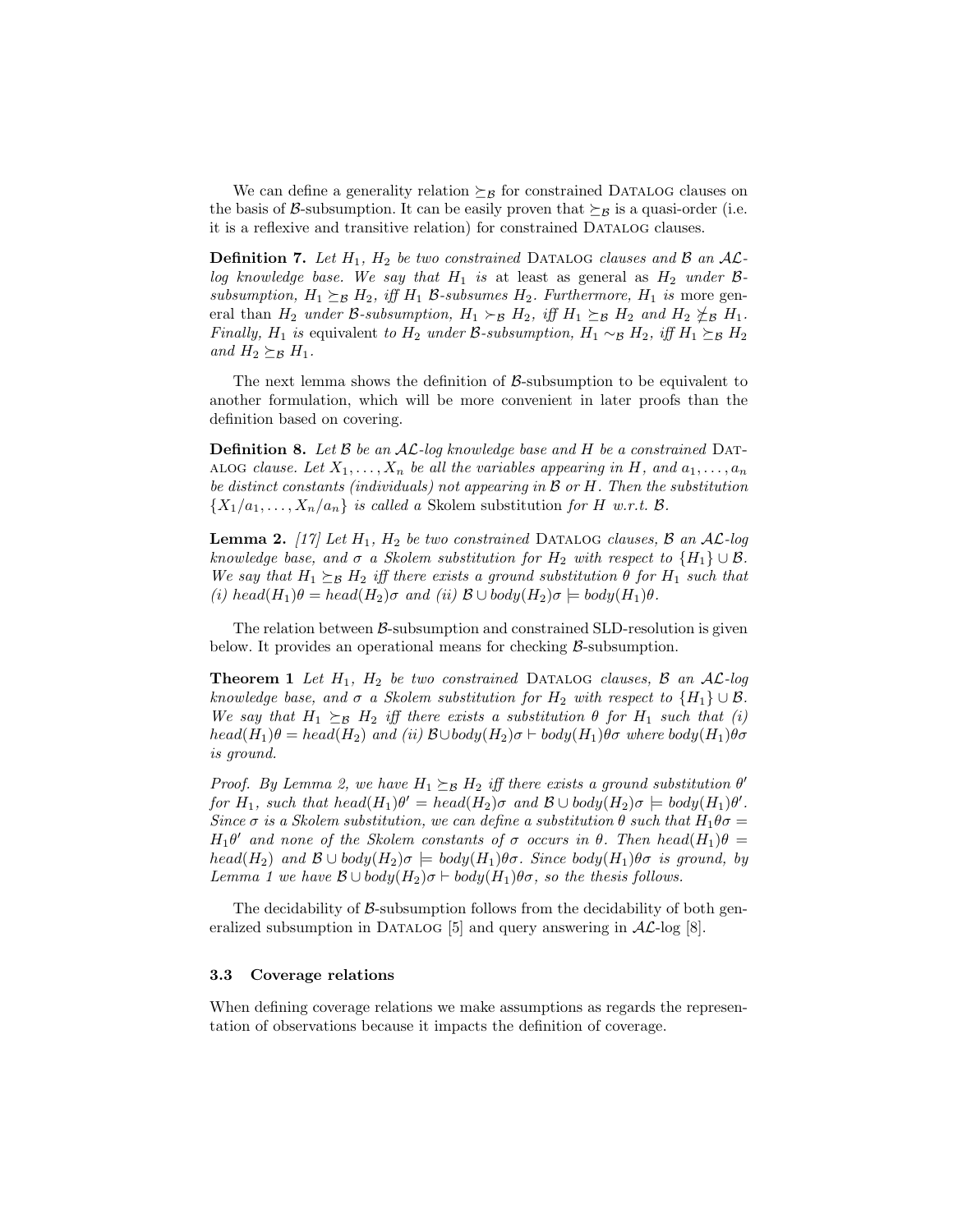We can define a generality relation $\succeq_{\mathcal{B}}$ for constrained DATALOG clauses on the basis of $\mathcal{B}$-subsumption. It can be easily proven that $\succeq_{\mathcal{B}}$ is a quasi-order (i.e. it is a reflexive and transitive relation) for constrained DATALOG clauses.

**Definition 7.** *Let $H_1$, $H_2$ be two constrained* DATALOG *clauses and $\mathcal{B}$ an $\mathcal{AL}$-log knowledge base. We say that $H_1$ is* at least as general as *$H_2$ under $\mathcal{B}$-subsumption, $H_1 \succeq_{\mathcal{B}} H_2$, iff $H_1$ $\mathcal{B}$-subsumes $H_2$. Furthermore, $H_1$ is* more general than *$H_2$ under $\mathcal{B}$-subsumption, $H_1 \succ_{\mathcal{B}} H_2$, iff $H_1 \succeq_{\mathcal{B}} H_2$ and $H_2 \not\succeq_{\mathcal{B}} H_1$. Finally, $H_1$ is* equivalent *to $H_2$ under $\mathcal{B}$-subsumption, $H_1 \sim_{\mathcal{B}} H_2$, iff $H_1 \succeq_{\mathcal{B}} H_2$ and $H_2 \succeq_{\mathcal{B}} H_1$.*

The next lemma shows the definition of $\mathcal{B}$-subsumption to be equivalent to another formulation, which will be more convenient in later proofs than the definition based on covering.

**Definition 8.** *Let $\mathcal{B}$ be an $\mathcal{AL}$-log knowledge base and $H$ be a constrained* DATALOG *clause. Let $X_1, \ldots, X_n$ be all the variables appearing in $H$, and $a_1, \ldots, a_n$ be distinct constants (individuals) not appearing in $\mathcal{B}$ or $H$. Then the substitution $\{X_1/a_1, \ldots, X_n/a_n\}$ is called a* Skolem substitution *for $H$ w.r.t. $\mathcal{B}$.*

**Lemma 2.** *[17] Let $H_1$, $H_2$ be two constrained* DATALOG *clauses, $\mathcal{B}$ an $\mathcal{AL}$-log knowledge base, and $\sigma$ a Skolem substitution for $H_2$ with respect to $\{H_1\} \cup \mathcal{B}$. We say that $H_1 \succeq_{\mathcal{B}} H_2$ iff there exists a ground substitution $\theta$ for $H_1$ such that (i) $head(H_1)\theta = head(H_2)\sigma$ and (ii) $\mathcal{B} \cup body(H_2)\sigma \models body(H_1)\theta$.*

The relation between $\mathcal{B}$-subsumption and constrained SLD-resolution is given below. It provides an operational means for checking $\mathcal{B}$-subsumption.

**Theorem 1** *Let $H_1$, $H_2$ be two constrained* DATALOG *clauses, $\mathcal{B}$ an $\mathcal{AL}$-log knowledge base, and $\sigma$ a Skolem substitution for $H_2$ with respect to $\{H_1\} \cup \mathcal{B}$. We say that $H_1 \succeq_{\mathcal{B}} H_2$ iff there exists a substitution $\theta$ for $H_1$ such that (i) $head(H_1)\theta = head(H_2)$ and (ii) $\mathcal{B} \cup body(H_2)\sigma \vdash body(H_1)\theta\sigma$ where $body(H_1)\theta\sigma$ is ground.*

*Proof.* By Lemma 2, we have $H_1 \succeq_{\mathcal{B}} H_2$ iff there exists a ground substitution $\theta'$ for $H_1$, such that $head(H_1)\theta' = head(H_2)\sigma$ and $\mathcal{B} \cup body(H_2)\sigma \models body(H_1)\theta'$. Since $\sigma$ is a Skolem substitution, we can define a substitution $\theta$ such that $H_1\theta\sigma = H_1\theta'$ and none of the Skolem constants of $\sigma$ occurs in $\theta$. Then $head(H_1)\theta = head(H_2)$ and $\mathcal{B} \cup body(H_2)\sigma \models body(H_1)\theta\sigma$. Since $body(H_1)\theta\sigma$ is ground, by Lemma 1 we have $\mathcal{B} \cup body(H_2)\sigma \vdash body(H_1)\theta\sigma$, so the thesis follows.

The decidability of $\mathcal{B}$-subsumption follows from the decidability of both generalized subsumption in DATALOG [5] and query answering in $\mathcal{AL}$-log [8].

### 3.3 Coverage relations

When defining coverage relations we make assumptions as regards the representation of observations because it impacts the definition of coverage.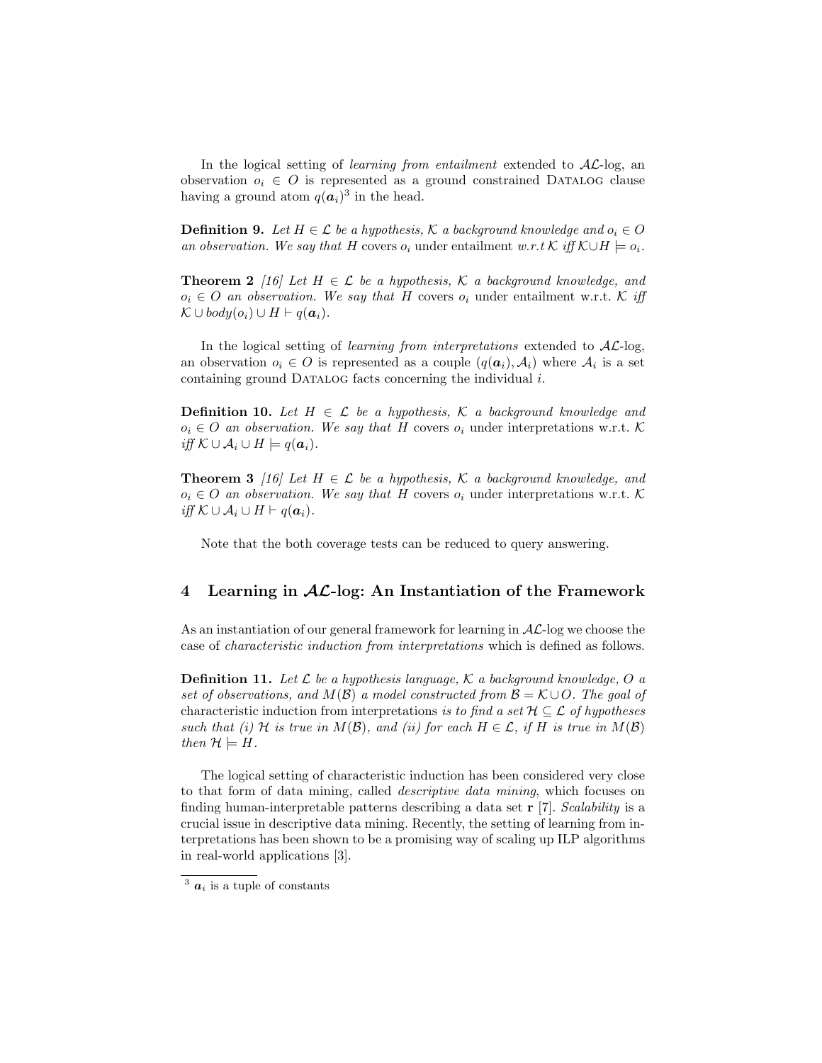In the logical setting of *learning from entailment* extended to $\mathcal{AL}$-log, an observation $o_i \in O$ is represented as a ground constrained DATALOG clause having a ground atom $q(\boldsymbol{a}_i)$[3] in the head.

**Definition 9.** *Let $H \in \mathcal{L}$ be a hypothesis, $\mathcal{K}$ a background knowledge and $o_i \in O$ an observation. We say that $H$* covers *$o_i$ under entailment w.r.t $\mathcal{K}$ iff $\mathcal{K} \cup H \models o_i$.*

**Theorem 2** *[16] Let $H \in \mathcal{L}$ be a hypothesis, $\mathcal{K}$ a background knowledge, and $o_i \in O$ an observation. We say that $H$* covers *$o_i$ under entailment w.r.t. $\mathcal{K}$ iff $\mathcal{K} \cup body(o_i) \cup H \vdash q(\boldsymbol{a}_i)$.*

In the logical setting of *learning from interpretations* extended to $\mathcal{AL}$-log, an observation $o_i \in O$ is represented as a couple $(q(\boldsymbol{a}_i), \mathcal{A}_i)$ where $\mathcal{A}_i$ is a set containing ground DATALOG facts concerning the individual $i$.

**Definition 10.** *Let $H \in \mathcal{L}$ be a hypothesis, $\mathcal{K}$ a background knowledge and $o_i \in O$ an observation. We say that $H$* covers *$o_i$ under interpretations w.r.t. $\mathcal{K}$ iff $\mathcal{K} \cup \mathcal{A}_i \cup H \models q(\boldsymbol{a}_i)$.*

**Theorem 3** *[16] Let $H \in \mathcal{L}$ be a hypothesis, $\mathcal{K}$ a background knowledge, and $o_i \in O$ an observation. We say that $H$* covers *$o_i$ under interpretations w.r.t. $\mathcal{K}$ iff $\mathcal{K} \cup \mathcal{A}_i \cup H \vdash q(\boldsymbol{a}_i)$.*

Note that the both coverage tests can be reduced to query answering.

## 4 Learning in $\mathcal{AL}$-log: An Instantiation of the Framework

As an instantiation of our general framework for learning in $\mathcal{AL}$-log we choose the case of *characteristic induction from interpretations* which is defined as follows.

**Definition 11.** *Let $\mathcal{L}$ be a hypothesis language, $\mathcal{K}$ a background knowledge, $O$ a set of observations, and $M(\mathcal{B})$ a model constructed from $\mathcal{B} = \mathcal{K} \cup O$. The goal of* characteristic induction from interpretations *is to find a set $\mathcal{H} \subseteq \mathcal{L}$ of hypotheses such that (i) $\mathcal{H}$ is true in $M(\mathcal{B})$, and (ii) for each $H \in \mathcal{L}$, if $H$ is true in $M(\mathcal{B})$ then $\mathcal{H} \models H$.*

The logical setting of characteristic induction has been considered very close to that form of data mining, called *descriptive data mining*, which focuses on finding human-interpretable patterns describing a data set $\mathbf{r}$ [7]. *Scalability* is a crucial issue in descriptive data mining. Recently, the setting of learning from interpretations has been shown to be a promising way of scaling up ILP algorithms in real-world applications [3].

[3] $\boldsymbol{a}_i$ is a tuple of constants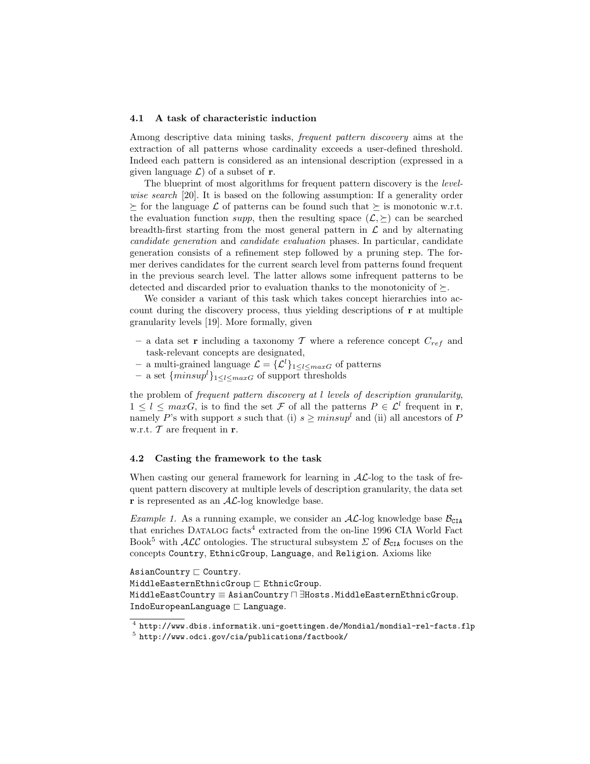### 4.1 A task of characteristic induction

Among descriptive data mining tasks, *frequent pattern discovery* aims at the extraction of all patterns whose cardinality exceeds a user-defined threshold. Indeed each pattern is considered as an intensional description (expressed in a given language $\mathcal{L}$) of a subset of $\mathbf{r}$.

The blueprint of most algorithms for frequent pattern discovery is the *level-wise search* [20]. It is based on the following assumption: If a generality order $\succeq$ for the language $\mathcal{L}$ of patterns can be found such that $\succeq$ is monotonic w.r.t. the evaluation function *supp*, then the resulting space $(\mathcal{L}, \succeq)$ can be searched breadth-first starting from the most general pattern in $\mathcal{L}$ and by alternating *candidate generation* and *candidate evaluation* phases. In particular, candidate generation consists of a refinement step followed by a pruning step. The former derives candidates for the current search level from patterns found frequent in the previous search level. The latter allows some infrequent patterns to be detected and discarded prior to evaluation thanks to the monotonicity of $\succeq$.

We consider a variant of this task which takes concept hierarchies into account during the discovery process, thus yielding descriptions of $\mathbf{r}$ at multiple granularity levels [19]. More formally, given

- a data set $\mathbf{r}$ including a taxonomy $\mathcal{T}$ where a reference concept $C_{ref}$ and task-relevant concepts are designated,
- a multi-grained language $\mathcal{L} = \{\mathcal{L}^l\}_{1 \leq l \leq maxG}$ of patterns
- a set $\{minsup^l\}_{1 \leq l \leq maxG}$ of support thresholds

the problem of *frequent pattern discovery at $l$ levels of description granularity*, $1 \leq l \leq maxG$, is to find the set $\mathcal{F}$ of all the patterns $P \in \mathcal{L}^l$ frequent in $\mathbf{r}$, namely $P$'s with support $s$ such that (i) $s \geq minsup^l$ and (ii) all ancestors of $P$ w.r.t. $\mathcal{T}$ are frequent in $\mathbf{r}$.

### 4.2 Casting the framework to the task

When casting our general framework for learning in $\mathcal{AL}$-log to the task of frequent pattern discovery at multiple levels of description granularity, the data set $\mathbf{r}$ is represented as an $\mathcal{AL}$-log knowledge base.

*Example 1.* As a running example, we consider an $\mathcal{AL}$-log knowledge base $\mathcal{B}_{\mathtt{CIA}}$ that enriches DATALOG facts[4] extracted from the on-line 1996 CIA World Fact Book[5] with $\mathcal{ALC}$ ontologies. The structural subsystem $\Sigma$ of $\mathcal{B}_{\mathtt{CIA}}$ focuses on the concepts Country, EthnicGroup, Language, and Religion. Axioms like

AsianCountry $\sqsubseteq$ Country.
MiddleEasternEthnicGroup $\sqsubseteq$ EthnicGroup.
MiddleEastCountry $\equiv$ AsianCountry $\sqcap$ $\exists$Hosts.MiddleEasternEthnicGroup.
IndoEuropeanLanguage $\sqsubseteq$ Language.

[4] http://www.dbis.informatik.uni-goettingen.de/Mondial/mondial-rel-facts.flp
[5] http://www.odci.gov/cia/publications/factbook/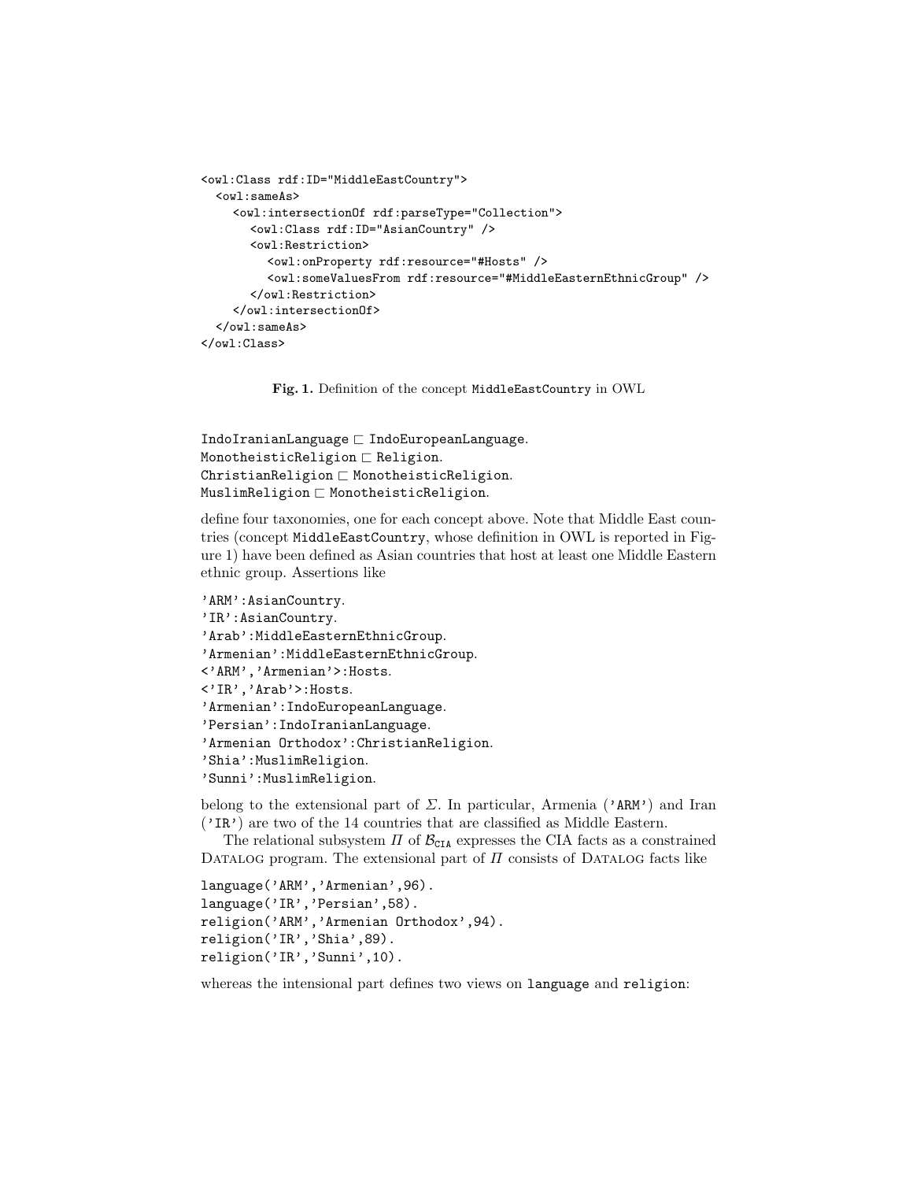```
<owl:Class rdf:ID="MiddleEastCountry">
  <owl:sameAs>
    <owl:intersectionOf rdf:parseType="Collection">
      <owl:Class rdf:ID="AsianCountry" />
      <owl:Restriction>
        <owl:onProperty rdf:resource="#Hosts" />
        <owl:someValuesFrom rdf:resource="#MiddleEasternEthnicGroup" />
      </owl:Restriction>
    </owl:intersectionOf>
  </owl:sameAs>
</owl:Class>
```

**Fig. 1.** Definition of the concept `MiddleEastCountry` in OWL

```
IndoIranianLanguage ⊏ IndoEuropeanLanguage.
MonotheisticReligion ⊏ Religion.
ChristianReligion ⊏ MonotheisticReligion.
MuslimReligion ⊏ MonotheisticReligion.
```

define four taxonomies, one for each concept above. Note that Middle East countries (concept `MiddleEastCountry`, whose definition in OWL is reported in Figure 1) have been defined as Asian countries that host at least one Middle Eastern ethnic group. Assertions like

```
'ARM':AsianCountry.
'IR':AsianCountry.
'Arab':MiddleEasternEthnicGroup.
'Armenian':MiddleEasternEthnicGroup.
<'ARM','Armenian'>:Hosts.
<'IR','Arab'>:Hosts.
'Armenian':IndoEuropeanLanguage.
'Persian':IndoIranianLanguage.
'Armenian Orthodox':ChristianReligion.
'Shia':MuslimReligion.
'Sunni':MuslimReligion.
```

belong to the extensional part of $\Sigma$. In particular, Armenia (`'ARM'`) and Iran (`'IR'`) are two of the 14 countries that are classified as Middle Eastern.

The relational subsystem $\Pi$ of $\mathcal{B}_{\mathtt{CIA}}$ expresses the CIA facts as a constrained Datalog program. The extensional part of $\Pi$ consists of Datalog facts like

```
language('ARM','Armenian',96).
language('IR','Persian',58).
religion('ARM','Armenian Orthodox',94).
religion('IR','Shia',89).
religion('IR','Sunni',10).
```

whereas the intensional part defines two views on `language` and `religion`: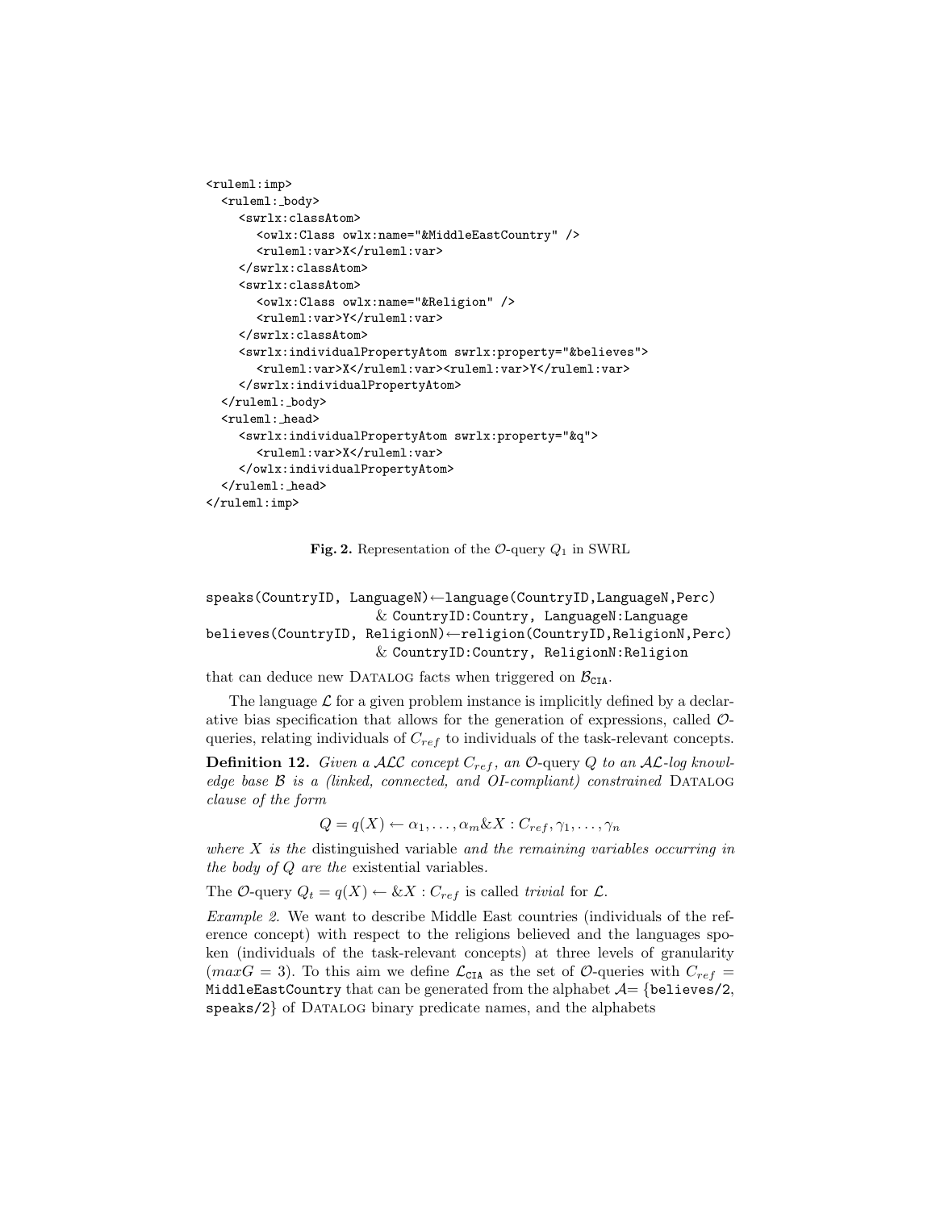```
<ruleml:imp>
  <ruleml:_body>
    <swrlx:classAtom>
      <owlx:Class owlx:name="&MiddleEastCountry" />
      <ruleml:var>X</ruleml:var>
    </swrlx:classAtom>
    <swrlx:classAtom>
      <owlx:Class owlx:name="&Religion" />
      <ruleml:var>Y</ruleml:var>
    </swrlx:classAtom>
    <swrlx:individualPropertyAtom swrlx:property="&believes">
      <ruleml:var>X</ruleml:var><ruleml:var>Y</ruleml:var>
    </swrlx:individualPropertyAtom>
  </ruleml:_body>
  <ruleml:_head>
    <swrlx:individualPropertyAtom swrlx:property="&q">
      <ruleml:var>X</ruleml:var>
    </owlx:individualPropertyAtom>
  </ruleml:_head>
</ruleml:imp>
```

**Fig. 2.** Representation of the $\mathcal{O}$-query $Q_1$ in SWRL

```
speaks(CountryID, LanguageN)←language(CountryID,LanguageN,Perc)
                      & CountryID:Country, LanguageN:Language
believes(CountryID, ReligionN)←religion(CountryID,ReligionN,Perc)
                      & CountryID:Country, ReligionN:Religion
```

that can deduce new DATALOG facts when triggered on $\mathcal{B}_{\texttt{CIA}}$.

The language $\mathcal{L}$ for a given problem instance is implicitly defined by a declarative bias specification that allows for the generation of expressions, called $\mathcal{O}$-queries, relating individuals of $C_{ref}$ to individuals of the task-relevant concepts.

**Definition 12.** *Given a $\mathcal{ALC}$ concept $C_{ref}$, an $\mathcal{O}$-query $Q$ to an $\mathcal{AL}$-log knowledge base $\mathcal{B}$ is a (linked, connected, and OI-compliant) constrained* DATALOG *clause of the form*

$$Q = q(X) \leftarrow \alpha_1, \ldots, \alpha_m \& X : C_{ref}, \gamma_1, \ldots, \gamma_n$$

*where $X$ is the* distinguished variable *and the remaining variables occurring in the body of $Q$ are the* existential variables*.*

The $\mathcal{O}$-query $Q_t = q(X) \leftarrow \& X : C_{ref}$ is called *trivial* for $\mathcal{L}$.

*Example 2.* We want to describe Middle East countries (individuals of the reference concept) with respect to the religions believed and the languages spoken (individuals of the task-relevant concepts) at three levels of granularity ($maxG = 3$). To this aim we define $\mathcal{L}_{\texttt{CIA}}$ as the set of $\mathcal{O}$-queries with $C_{ref} =$ `MiddleEastCountry` that can be generated from the alphabet $\mathcal{A}=$ {`believes/2`, `speaks/2`} of DATALOG binary predicate names, and the alphabets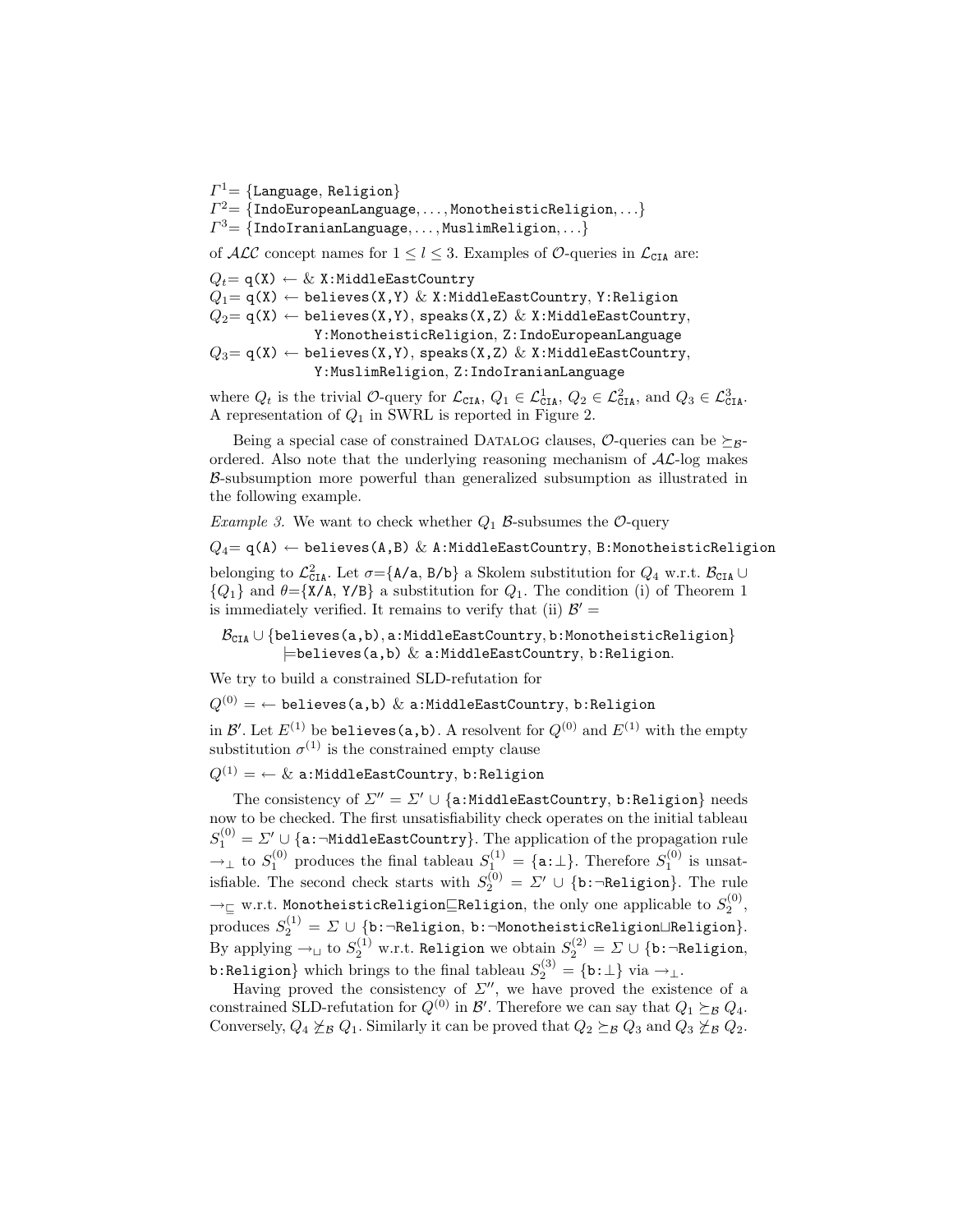$\Gamma^1$= {Language, Religion}
$\Gamma^2$= {IndoEuropeanLanguage, ..., MonotheisticReligion, ...}
$\Gamma^3$= {IndoIranianLanguage, ..., MuslimReligion, ...}

of $\mathcal{ALC}$ concept names for $1 \leq l \leq 3$. Examples of $\mathcal{O}$-queries in $\mathcal{L}_{\texttt{CIA}}$ are:

$Q_t$= q(X) ← & X:MiddleEastCountry
$Q_1$= q(X) ← believes(X,Y) & X:MiddleEastCountry, Y:Religion
$Q_2$= q(X) ← believes(X,Y), speaks(X,Z) & X:MiddleEastCountry, Y:MonotheisticReligion, Z:IndoEuropeanLanguage
$Q_3$= q(X) ← believes(X,Y), speaks(X,Z) & X:MiddleEastCountry, Y:MuslimReligion, Z:IndoIranianLanguage

where $Q_t$ is the trivial $\mathcal{O}$-query for $\mathcal{L}_{\texttt{CIA}}$, $Q_1 \in \mathcal{L}^1_{\texttt{CIA}}$, $Q_2 \in \mathcal{L}^2_{\texttt{CIA}}$, and $Q_3 \in \mathcal{L}^3_{\texttt{CIA}}$. A representation of $Q_1$ in SWRL is reported in Figure 2.

Being a special case of constrained DATALOG clauses, $\mathcal{O}$-queries can be $\succeq_{\mathcal{B}}$-ordered. Also note that the underlying reasoning mechanism of $\mathcal{AL}$-log makes $\mathcal{B}$-subsumption more powerful than generalized subsumption as illustrated in the following example.

*Example 3.* We want to check whether $Q_1$ $\mathcal{B}$-subsumes the $\mathcal{O}$-query

$Q_4$= q(A) ← believes(A,B) & A:MiddleEastCountry, B:MonotheisticReligion

belonging to $\mathcal{L}^2_{\texttt{CIA}}$. Let $\sigma$={A/a, B/b} a Skolem substitution for $Q_4$ w.r.t. $\mathcal{B}_{\texttt{CIA}} \cup \{Q_1\}$ and $\theta$={X/A, Y/B} a substitution for $Q_1$. The condition (i) of Theorem 1 is immediately verified. It remains to verify that (ii) $\mathcal{B}'$ =

$\mathcal{B}_{\texttt{CIA}} \cup$ {believes(a,b), a:MiddleEastCountry, b:MonotheisticReligion} $\models$believes(a,b) & a:MiddleEastCountry, b:Religion.

We try to build a constrained SLD-refutation for

$Q^{(0)}$ = ← believes(a,b) & a:MiddleEastCountry, b:Religion

in $\mathcal{B}'$. Let $E^{(1)}$ be believes(a,b). A resolvent for $Q^{(0)}$ and $E^{(1)}$ with the empty substitution $\sigma^{(1)}$ is the constrained empty clause

$Q^{(1)}$ = ← & a:MiddleEastCountry, b:Religion

The consistency of $\Sigma'' = \Sigma' \cup$ {a:MiddleEastCountry, b:Religion} needs now to be checked. The first unsatisfiability check operates on the initial tableau $S_1^{(0)} = \Sigma' \cup$ {a:¬MiddleEastCountry}. The application of the propagation rule $\rightarrow_\perp$ to $S_1^{(0)}$ produces the final tableau $S_1^{(1)}$ = {a:$\perp$}. Therefore $S_1^{(0)}$ is unsatisfiable. The second check starts with $S_2^{(0)} = \Sigma' \cup$ {b:¬Religion}. The rule $\rightarrow_\sqsubseteq$ w.r.t. MonotheisticReligion⊑Religion, the only one applicable to $S_2^{(0)}$, produces $S_2^{(1)} = \Sigma \cup$ {b:¬Religion, b:¬MonotheisticReligion⊔Religion}. By applying $\rightarrow_\sqcup$ to $S_2^{(1)}$ w.r.t. Religion we obtain $S_2^{(2)} = \Sigma \cup$ {b:¬Religion, b:Religion} which brings to the final tableau $S_2^{(3)}$ = {b:$\perp$} via $\rightarrow_\perp$.

Having proved the consistency of $\Sigma''$, we have proved the existence of a constrained SLD-refutation for $Q^{(0)}$ in $\mathcal{B}'$. Therefore we can say that $Q_1 \succeq_{\mathcal{B}} Q_4$. Conversely, $Q_4 \not\succeq_{\mathcal{B}} Q_1$. Similarly it can be proved that $Q_2 \succeq_{\mathcal{B}} Q_3$ and $Q_3 \not\succeq_{\mathcal{B}} Q_2$.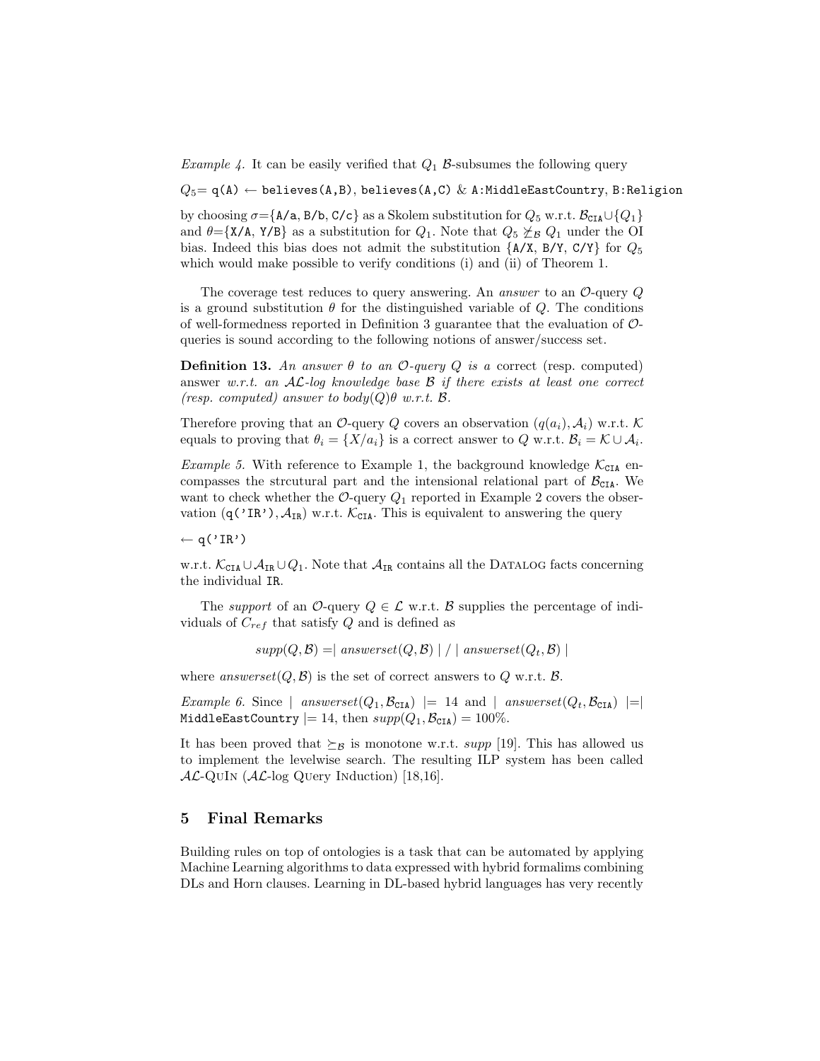*Example 4.* It can be easily verified that $Q_1$ $\mathcal{B}$-subsumes the following query

$Q_5$= `q(A)` $\leftarrow$ `believes(A,B)`, `believes(A,C)` & `A:MiddleEastCountry`, `B:Religion`

by choosing $\sigma$={`A/a`, `B/b`, `C/c`} as a Skolem substitution for $Q_5$ w.r.t. $\mathcal{B}_{\texttt{CIA}} \cup \{Q_1\}$ and $\theta$={`X/A`, `Y/B`} as a substitution for $Q_1$. Note that $Q_5 \not\succeq_{\mathcal{B}} Q_1$ under the OI bias. Indeed this bias does not admit the substitution {`A/X`, `B/Y`, `C/Y`} for $Q_5$ which would make possible to verify conditions (i) and (ii) of Theorem 1.

The coverage test reduces to query answering. An *answer* to an $\mathcal{O}$-query $Q$ is a ground substitution $\theta$ for the distinguished variable of $Q$. The conditions of well-formedness reported in Definition 3 guarantee that the evaluation of $\mathcal{O}$-queries is sound according to the following notions of answer/success set.

**Definition 13.** *An answer $\theta$ to an $\mathcal{O}$-query $Q$ is a* correct (resp. computed) answer *w.r.t. an $\mathcal{AL}$-log knowledge base $\mathcal{B}$ if there exists at least one correct (resp. computed) answer to body$(Q)\theta$ w.r.t. $\mathcal{B}$.*

Therefore proving that an $\mathcal{O}$-query $Q$ covers an observation $(q(a_i), \mathcal{A}_i)$ w.r.t. $\mathcal{K}$ equals to proving that $\theta_i = \{X/a_i\}$ is a correct answer to $Q$ w.r.t. $\mathcal{B}_i = \mathcal{K} \cup \mathcal{A}_i$.

*Example 5.* With reference to Example 1, the background knowledge $\mathcal{K}_{\texttt{CIA}}$ encompasses the strcutural part and the intensional relational part of $\mathcal{B}_{\texttt{CIA}}$. We want to check whether the $\mathcal{O}$-query $Q_1$ reported in Example 2 covers the observation $(\texttt{q('IR')}, \mathcal{A}_{\texttt{IR}})$ w.r.t. $\mathcal{K}_{\texttt{CIA}}$. This is equivalent to answering the query

$\leftarrow$ `q('IR')`

w.r.t. $\mathcal{K}_{\texttt{CIA}} \cup \mathcal{A}_{\texttt{IR}} \cup Q_1$. Note that $\mathcal{A}_{\texttt{IR}}$ contains all the Datalog facts concerning the individual `IR`.

The *support* of an $\mathcal{O}$-query $Q \in \mathcal{L}$ w.r.t. $\mathcal{B}$ supplies the percentage of individuals of $C_{ref}$ that satisfy $Q$ and is defined as

$$supp(Q, \mathcal{B}) = \mid answerset(Q, \mathcal{B}) \mid / \mid answerset(Q_t, \mathcal{B}) \mid$$

where $answerset(Q, \mathcal{B})$ is the set of correct answers to $Q$ w.r.t. $\mathcal{B}$.

*Example 6.* Since $\mid answerset(Q_1, \mathcal{B}_{\texttt{CIA}}) \mid = 14$ and $\mid answerset(Q_t, \mathcal{B}_{\texttt{CIA}}) \mid = \mid$ `MiddleEastCountry` $\mid = 14$, then $supp(Q_1, \mathcal{B}_{\texttt{CIA}}) = 100\%$.

It has been proved that $\succeq_{\mathcal{B}}$ is monotone w.r.t. *supp* [19]. This has allowed us to implement the levelwise search. The resulting ILP system has been called $\mathcal{AL}$-QuIn ($\mathcal{AL}$-log Query Induction) [18,16].

## 5 Final Remarks

Building rules on top of ontologies is a task that can be automated by applying Machine Learning algorithms to data expressed with hybrid formalims combining DLs and Horn clauses. Learning in DL-based hybrid languages has very recently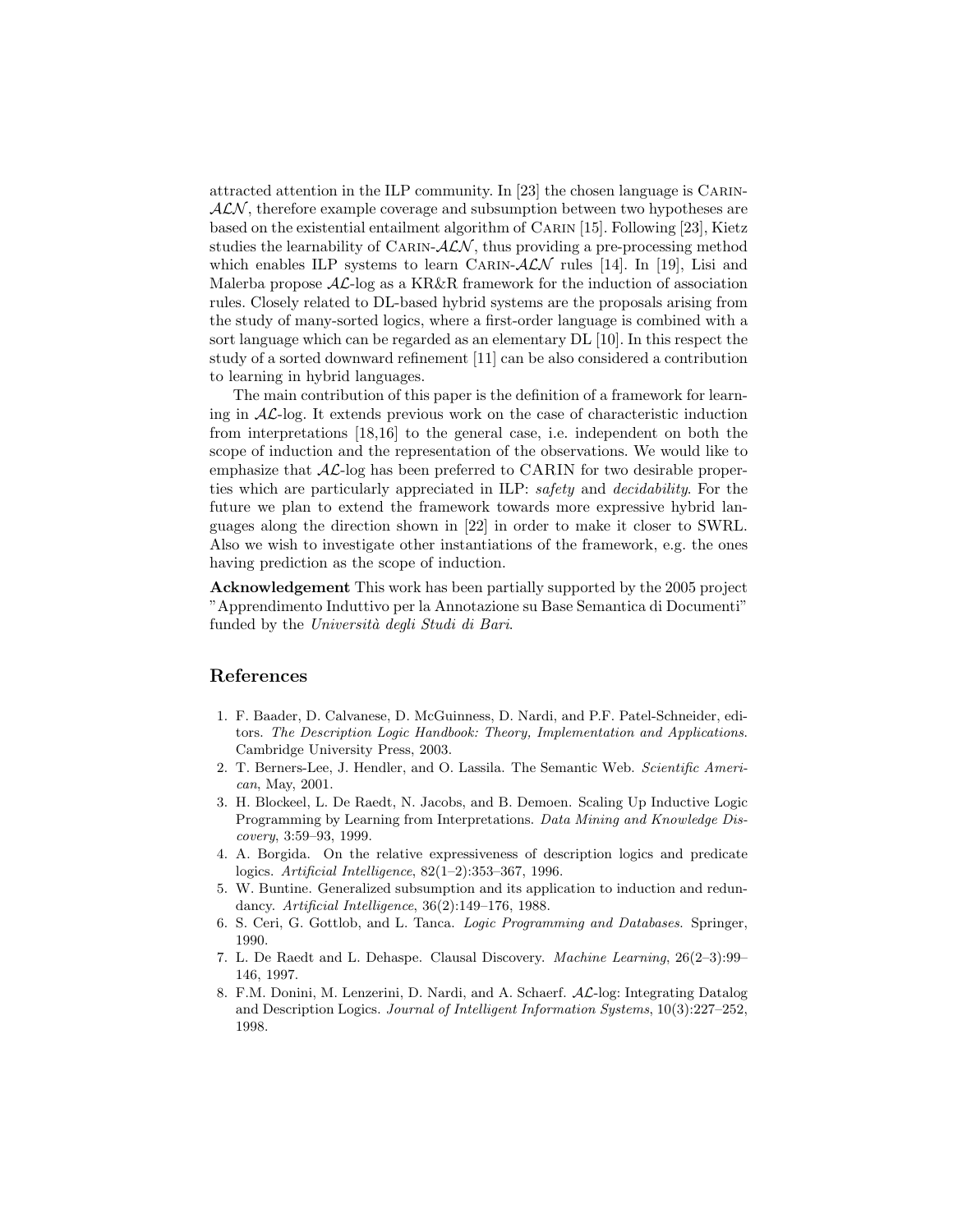attracted attention in the ILP community. In [23] the chosen language is CARIN-$\mathcal{ALN}$, therefore example coverage and subsumption between two hypotheses are based on the existential entailment algorithm of CARIN [15]. Following [23], Kietz studies the learnability of CARIN-$\mathcal{ALN}$, thus providing a pre-processing method which enables ILP systems to learn CARIN-$\mathcal{ALN}$ rules [14]. In [19], Lisi and Malerba propose $\mathcal{AL}$-log as a KR&R framework for the induction of association rules. Closely related to DL-based hybrid systems are the proposals arising from the study of many-sorted logics, where a first-order language is combined with a sort language which can be regarded as an elementary DL [10]. In this respect the study of a sorted downward refinement [11] can be also considered a contribution to learning in hybrid languages.

The main contribution of this paper is the definition of a framework for learning in $\mathcal{AL}$-log. It extends previous work on the case of characteristic induction from interpretations [18,16] to the general case, i.e. independent on both the scope of induction and the representation of the observations. We would like to emphasize that $\mathcal{AL}$-log has been preferred to CARIN for two desirable properties which are particularly appreciated in ILP: *safety* and *decidability*. For the future we plan to extend the framework towards more expressive hybrid languages along the direction shown in [22] in order to make it closer to SWRL. Also we wish to investigate other instantiations of the framework, e.g. the ones having prediction as the scope of induction.

**Acknowledgement** This work has been partially supported by the 2005 project "Apprendimento Induttivo per la Annotazione su Base Semantica di Documenti" funded by the *Università degli Studi di Bari*.

## References

1. F. Baader, D. Calvanese, D. McGuinness, D. Nardi, and P.F. Patel-Schneider, editors. *The Description Logic Handbook: Theory, Implementation and Applications*. Cambridge University Press, 2003.
2. T. Berners-Lee, J. Hendler, and O. Lassila. The Semantic Web. *Scientific American*, May, 2001.
3. H. Blockeel, L. De Raedt, N. Jacobs, and B. Demoen. Scaling Up Inductive Logic Programming by Learning from Interpretations. *Data Mining and Knowledge Discovery*, 3:59–93, 1999.
4. A. Borgida. On the relative expressiveness of description logics and predicate logics. *Artificial Intelligence*, 82(1–2):353–367, 1996.
5. W. Buntine. Generalized subsumption and its application to induction and redundancy. *Artificial Intelligence*, 36(2):149–176, 1988.
6. S. Ceri, G. Gottlob, and L. Tanca. *Logic Programming and Databases*. Springer, 1990.
7. L. De Raedt and L. Dehaspe. Clausal Discovery. *Machine Learning*, 26(2–3):99–146, 1997.
8. F.M. Donini, M. Lenzerini, D. Nardi, and A. Schaerf. $\mathcal{AL}$-log: Integrating Datalog and Description Logics. *Journal of Intelligent Information Systems*, 10(3):227–252, 1998.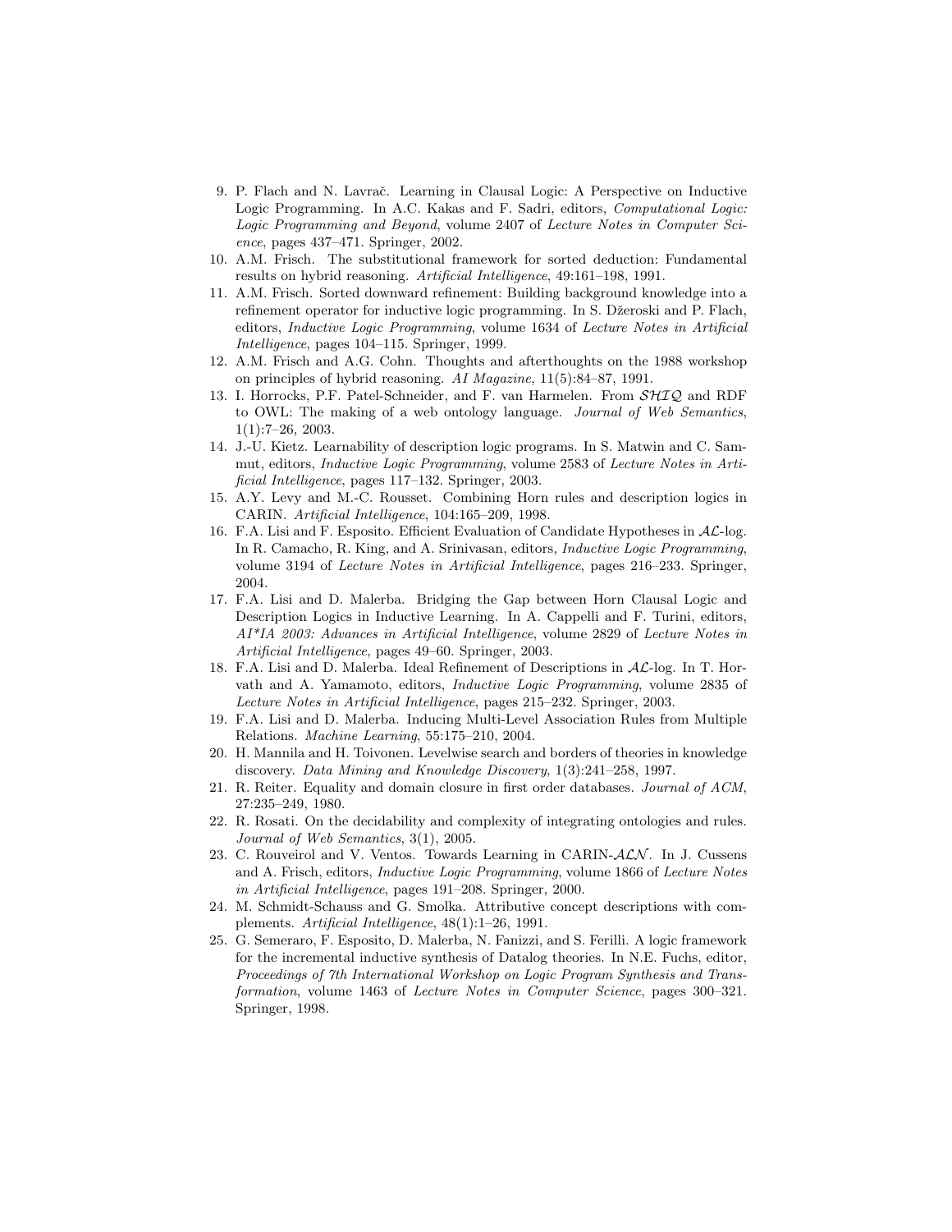9. P. Flach and N. Lavrač. Learning in Clausal Logic: A Perspective on Inductive Logic Programming. In A.C. Kakas and F. Sadri, editors, *Computational Logic: Logic Programming and Beyond*, volume 2407 of *Lecture Notes in Computer Science*, pages 437–471. Springer, 2002.
10. A.M. Frisch. The substitutional framework for sorted deduction: Fundamental results on hybrid reasoning. *Artificial Intelligence*, 49:161–198, 1991.
11. A.M. Frisch. Sorted downward refinement: Building background knowledge into a refinement operator for inductive logic programming. In S. Džeroski and P. Flach, editors, *Inductive Logic Programming*, volume 1634 of *Lecture Notes in Artificial Intelligence*, pages 104–115. Springer, 1999.
12. A.M. Frisch and A.G. Cohn. Thoughts and afterthoughts on the 1988 workshop on principles of hybrid reasoning. *AI Magazine*, 11(5):84–87, 1991.
13. I. Horrocks, P.F. Patel-Schneider, and F. van Harmelen. From $\mathcal{SHIQ}$ and RDF to OWL: The making of a web ontology language. *Journal of Web Semantics*, 1(1):7–26, 2003.
14. J.-U. Kietz. Learnability of description logic programs. In S. Matwin and C. Sammut, editors, *Inductive Logic Programming*, volume 2583 of *Lecture Notes in Artificial Intelligence*, pages 117–132. Springer, 2003.
15. A.Y. Levy and M.-C. Rousset. Combining Horn rules and description logics in CARIN. *Artificial Intelligence*, 104:165–209, 1998.
16. F.A. Lisi and F. Esposito. Efficient Evaluation of Candidate Hypotheses in $\mathcal{AL}$-log. In R. Camacho, R. King, and A. Srinivasan, editors, *Inductive Logic Programming*, volume 3194 of *Lecture Notes in Artificial Intelligence*, pages 216–233. Springer, 2004.
17. F.A. Lisi and D. Malerba. Bridging the Gap between Horn Clausal Logic and Description Logics in Inductive Learning. In A. Cappelli and F. Turini, editors, *AI\*IA 2003: Advances in Artificial Intelligence*, volume 2829 of *Lecture Notes in Artificial Intelligence*, pages 49–60. Springer, 2003.
18. F.A. Lisi and D. Malerba. Ideal Refinement of Descriptions in $\mathcal{AL}$-log. In T. Horvath and A. Yamamoto, editors, *Inductive Logic Programming*, volume 2835 of *Lecture Notes in Artificial Intelligence*, pages 215–232. Springer, 2003.
19. F.A. Lisi and D. Malerba. Inducing Multi-Level Association Rules from Multiple Relations. *Machine Learning*, 55:175–210, 2004.
20. H. Mannila and H. Toivonen. Levelwise search and borders of theories in knowledge discovery. *Data Mining and Knowledge Discovery*, 1(3):241–258, 1997.
21. R. Reiter. Equality and domain closure in first order databases. *Journal of ACM*, 27:235–249, 1980.
22. R. Rosati. On the decidability and complexity of integrating ontologies and rules. *Journal of Web Semantics*, 3(1), 2005.
23. C. Rouveirol and V. Ventos. Towards Learning in CARIN-$\mathcal{ALN}$. In J. Cussens and A. Frisch, editors, *Inductive Logic Programming*, volume 1866 of *Lecture Notes in Artificial Intelligence*, pages 191–208. Springer, 2000.
24. M. Schmidt-Schauss and G. Smolka. Attributive concept descriptions with complements. *Artificial Intelligence*, 48(1):1–26, 1991.
25. G. Semeraro, F. Esposito, D. Malerba, N. Fanizzi, and S. Ferilli. A logic framework for the incremental inductive synthesis of Datalog theories. In N.E. Fuchs, editor, *Proceedings of 7th International Workshop on Logic Program Synthesis and Transformation*, volume 1463 of *Lecture Notes in Computer Science*, pages 300–321. Springer, 1998.